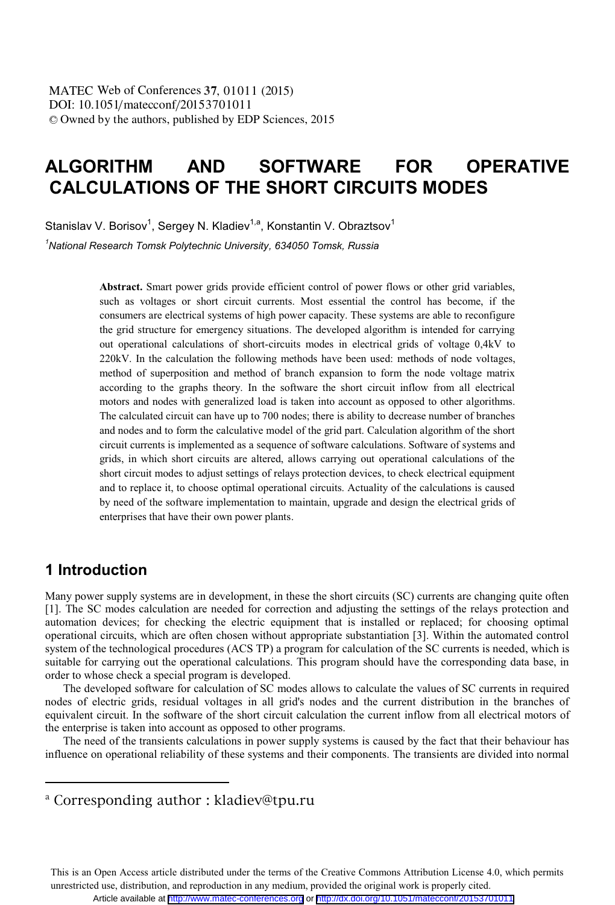# ALGORITHM AND SOFTWARE FOR OPERATIVE CALCULATIONS OF THE SHORT CIRCUITS MODES

Stanislav V. Borisov[1], Sergey N. Kladiev[1,a], Konstantin V. Obraztsov[1]

[1]*National Research Tomsk Polytechnic University, 634050 Tomsk, Russia*

**Abstract.** Smart power grids provide efficient control of power flows or other grid variables, such as voltages or short circuit currents. Most essential the control has become, if the consumers are electrical systems of high power capacity. These systems are able to reconfigure the grid structure for emergency situations. The developed algorithm is intended for carrying out operational calculations of short-circuits modes in electrical grids of voltage 0,4kV to 220kV. In the calculation the following methods have been used: methods of node voltages, method of superposition and method of branch expansion to form the node voltage matrix according to the graphs theory. In the software the short circuit inflow from all electrical motors and nodes with generalized load is taken into account as opposed to other algorithms. The calculated circuit can have up to 700 nodes; there is ability to decrease number of branches and nodes and to form the calculative model of the grid part. Calculation algorithm of the short circuit currents is implemented as a sequence of software calculations. Software of systems and grids, in which short circuits are altered, allows carrying out operational calculations of the short circuit modes to adjust settings of relays protection devices, to check electrical equipment and to replace it, to choose optimal operational circuits. Actuality of the calculations is caused by need of the software implementation to maintain, upgrade and design the electrical grids of enterprises that have their own power plants.

## 1 Introduction

Many power supply systems are in development, in these the short circuits (SC) currents are changing quite often [1]. The SC modes calculation are needed for correction and adjusting the settings of the relays protection and automation devices; for checking the electric equipment that is installed or replaced; for choosing optimal operational circuits, which are often chosen without appropriate substantiation [3]. Within the automated control system of the technological procedures (ACS TP) a program for calculation of the SC currents is needed, which is suitable for carrying out the operational calculations. This program should have the corresponding data base, in order to whose check a special program is developed.

The developed software for calculation of SC modes allows to calculate the values of SC currents in required nodes of electric grids, residual voltages in all grid's nodes and the current distribution in the branches of equivalent circuit. In the software of the short circuit calculation the current inflow from all electrical motors of the enterprise is taken into account as opposed to other programs.

The need of the transients calculations in power supply systems is caused by the fact that their behaviour has influence on operational reliability of these systems and their components. The transients are divided into normal

[a] Corresponding author : kladiev@tpu.ru

This is an Open Access article distributed under the terms of the Creative Commons Attribution License 4.0, which permits unrestricted use, distribution, and reproduction in any medium, provided the original work is properly cited.

Article available at http://www.matec-conferences.org or http://dx.doi.org/10.1051/matecconf/20153701011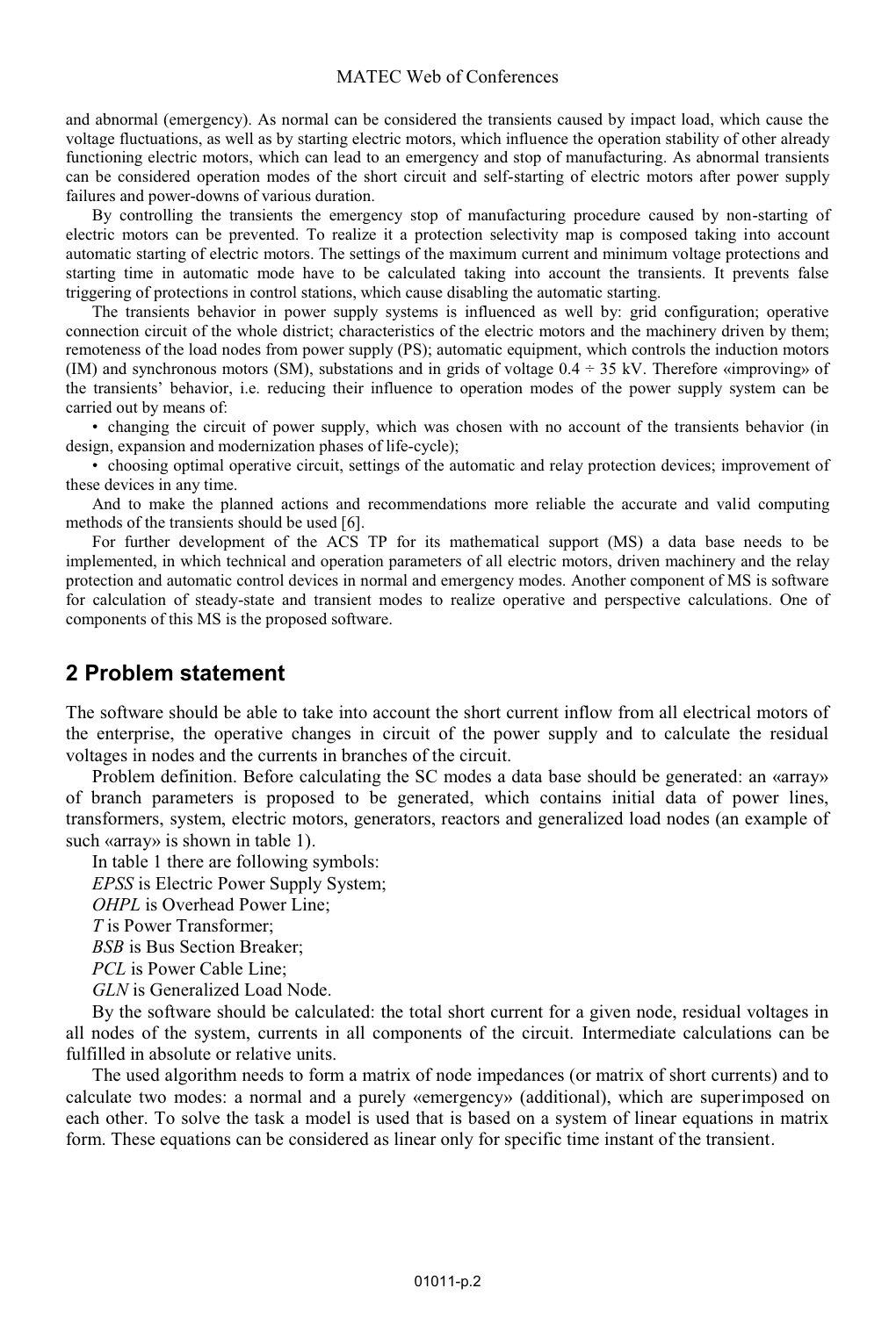and abnormal (emergency). As normal can be considered the transients caused by impact load, which cause the voltage fluctuations, as well as by starting electric motors, which influence the operation stability of other already functioning electric motors, which can lead to an emergency and stop of manufacturing. As abnormal transients can be considered operation modes of the short circuit and self-starting of electric motors after power supply failures and power-downs of various duration.

By controlling the transients the emergency stop of manufacturing procedure caused by non-starting of electric motors can be prevented. To realize it a protection selectivity map is composed taking into account automatic starting of electric motors. The settings of the maximum current and minimum voltage protections and starting time in automatic mode have to be calculated taking into account the transients. It prevents false triggering of protections in control stations, which cause disabling the automatic starting.

The transients behavior in power supply systems is influenced as well by: grid configuration; operative connection circuit of the whole district; characteristics of the electric motors and the machinery driven by them; remoteness of the load nodes from power supply (PS); automatic equipment, which controls the induction motors (IM) and synchronous motors (SM), substations and in grids of voltage 0.4 ÷ 35 kV. Therefore «improving» of the transients' behavior, i.e. reducing their influence to operation modes of the power supply system can be carried out by means of:

- changing the circuit of power supply, which was chosen with no account of the transients behavior (in design, expansion and modernization phases of life-cycle);
- choosing optimal operative circuit, settings of the automatic and relay protection devices; improvement of these devices in any time.

And to make the planned actions and recommendations more reliable the accurate and valid computing methods of the transients should be used [6].

For further development of the ACS TP for its mathematical support (MS) a data base needs to be implemented, in which technical and operation parameters of all electric motors, driven machinery and the relay protection and automatic control devices in normal and emergency modes. Another component of MS is software for calculation of steady-state and transient modes to realize operative and perspective calculations. One of components of this MS is the proposed software.

## 2 Problem statement

The software should be able to take into account the short current inflow from all electrical motors of the enterprise, the operative changes in circuit of the power supply and to calculate the residual voltages in nodes and the currents in branches of the circuit.

Problem definition. Before calculating the SC modes a data base should be generated: an «array» of branch parameters is proposed to be generated, which contains initial data of power lines, transformers, system, electric motors, generators, reactors and generalized load nodes (an example of such «array» is shown in table 1).

In table 1 there are following symbols:

*EPSS* is Electric Power Supply System;

*OHPL* is Overhead Power Line;

*T* is Power Transformer;

*BSB* is Bus Section Breaker;

*PCL* is Power Cable Line;

*GLN* is Generalized Load Node.

By the software should be calculated: the total short current for a given node, residual voltages in all nodes of the system, currents in all components of the circuit. Intermediate calculations can be fulfilled in absolute or relative units.

The used algorithm needs to form a matrix of node impedances (or matrix of short currents) and to calculate two modes: a normal and a purely «emergency» (additional), which are superimposed on each other. To solve the task a model is used that is based on a system of linear equations in matrix form. These equations can be considered as linear only for specific time instant of the transient.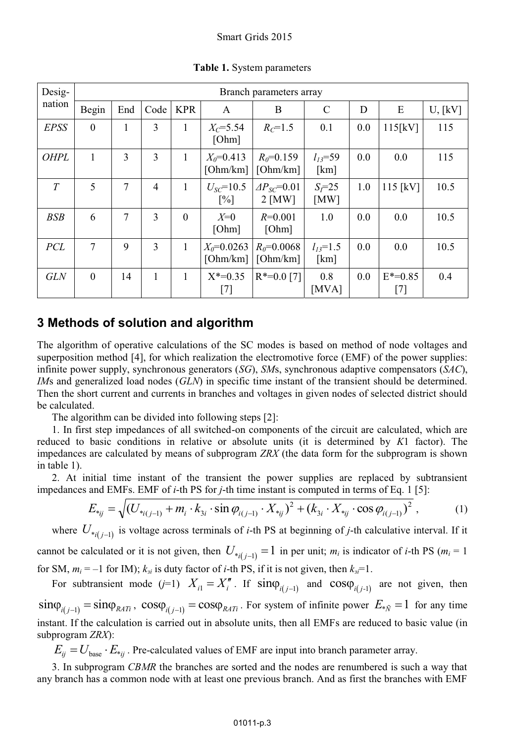**Table 1.** System parameters

| Desig-nation | Branch parameters array | | | | | | | | | |
|---|---|---|---|---|---|---|---|---|---|---|
| | Begin | End | Code | KPR | A | B | C | D | E | U, [kV] |
| *EPSS* | 0 | 1 | 3 | 1 | $X_C$=5.54 [Ohm] | $R_C$=1.5 | 0.1 | 0.0 | 115[kV] | 115 |
| *OHPL* | 1 | 3 | 3 | 1 | $X_0$=0.413 [Ohm/km] | $R_0$=0.159 [Ohm/km] | $l_{13}$=59 [km] | 0.0 | 0.0 | 115 |
| *T* | 5 | 7 | 4 | 1 | $U_{SC}$=10.5 [%] | $\Delta P_{SC}$=0.012 [MW] | $S_T$=25 [MW] | 1.0 | 115 [kV] | 10.5 |
| *BSB* | 6 | 7 | 3 | 0 | $X$=0 [Ohm] | $R$=0.001 [Ohm] | 1.0 | 0.0 | 0.0 | 10.5 |
| *PCL* | 7 | 9 | 3 | 1 | $X_0$=0.0263 [Ohm/km] | $R_0$=0.0068 [Ohm/km] | $l_{13}$=1.5 [km] | 0.0 | 0.0 | 10.5 |
| *GLN* | 0 | 14 | 1 | 1 | X*=0.35 [7] | R*=0.0 [7] | 0.8 [MVA] | 0.0 | E*=0.85 [7] | 0.4 |

## 3 Methods of solution and algorithm

The algorithm of operative calculations of the SC modes is based on method of node voltages and superposition method [4], for which realization the electromotive force (EMF) of the power supplies: infinite power supply, synchronous generators (*SG*), *SM*s, synchronous adaptive compensators (*SAC*), *IM*s and generalized load nodes (*GLN*) in specific time instant of the transient should be determined. Then the short current and currents in branches and voltages in given nodes of selected district should be calculated.

The algorithm can be divided into following steps [2]:

1. In first step impedances of all switched-on components of the circuit are calculated, which are reduced to basic conditions in relative or absolute units (it is determined by *K*1 factor). The impedances are calculated by means of subprogram *ZRX* (the data form for the subprogram is shown in table 1).

2. At initial time instant of the transient the power supplies are replaced by subtransient impedances and EMFs. EMF of *i*-th PS for *j*-th time instant is computed in terms of Eq. 1 [5]:

$$E_{*ij} = \sqrt{(U_{*i(j-1)} + m_i \cdot k_{3i} \cdot \sin\varphi_{i(j-1)} \cdot X_{*ij})^2 + (k_{3i} \cdot X_{*ij} \cdot \cos\varphi_{i(j-1)})^2}\,, \qquad (1)$$

where $U_{*i(j-1)}$ is voltage across terminals of *i*-th PS at beginning of *j*-th calculative interval. If it cannot be calculated or it is not given, then $U_{*i(j-1)} = 1$ in per unit; $m_i$ is indicator of *i*-th PS ($m_i$ = 1 for SM, $m_i$ = –1 for IM); $k_{3i}$ is duty factor of *i*-th PS, if it is not given, then $k_{3i}$=1.

For subtransient mode (*j*=1) $X_{i1} = X''_i$. If $\sin\varphi_{i(j-1)}$ and $\cos\varphi_{i(j-1)}$ are not given, then $\sin\varphi_{i(j-1)} = \sin\varphi_{RATi}$, $\cos\varphi_{i(j-1)} = \cos\varphi_{RATi}$. For system of infinite power $E_{*\tilde{N}} = 1$ for any time instant. If the calculation is carried out in absolute units, then all EMFs are reduced to basic value (in subprogram *ZRX*):

$E_{ij} = U_{\text{base}} \cdot E_{*ij}$. Pre-calculated values of EMF are input into branch parameter array.

3. In subprogram *CBMR* the branches are sorted and the nodes are renumbered is such a way that any branch has a common node with at least one previous branch. And as first the branches with EMF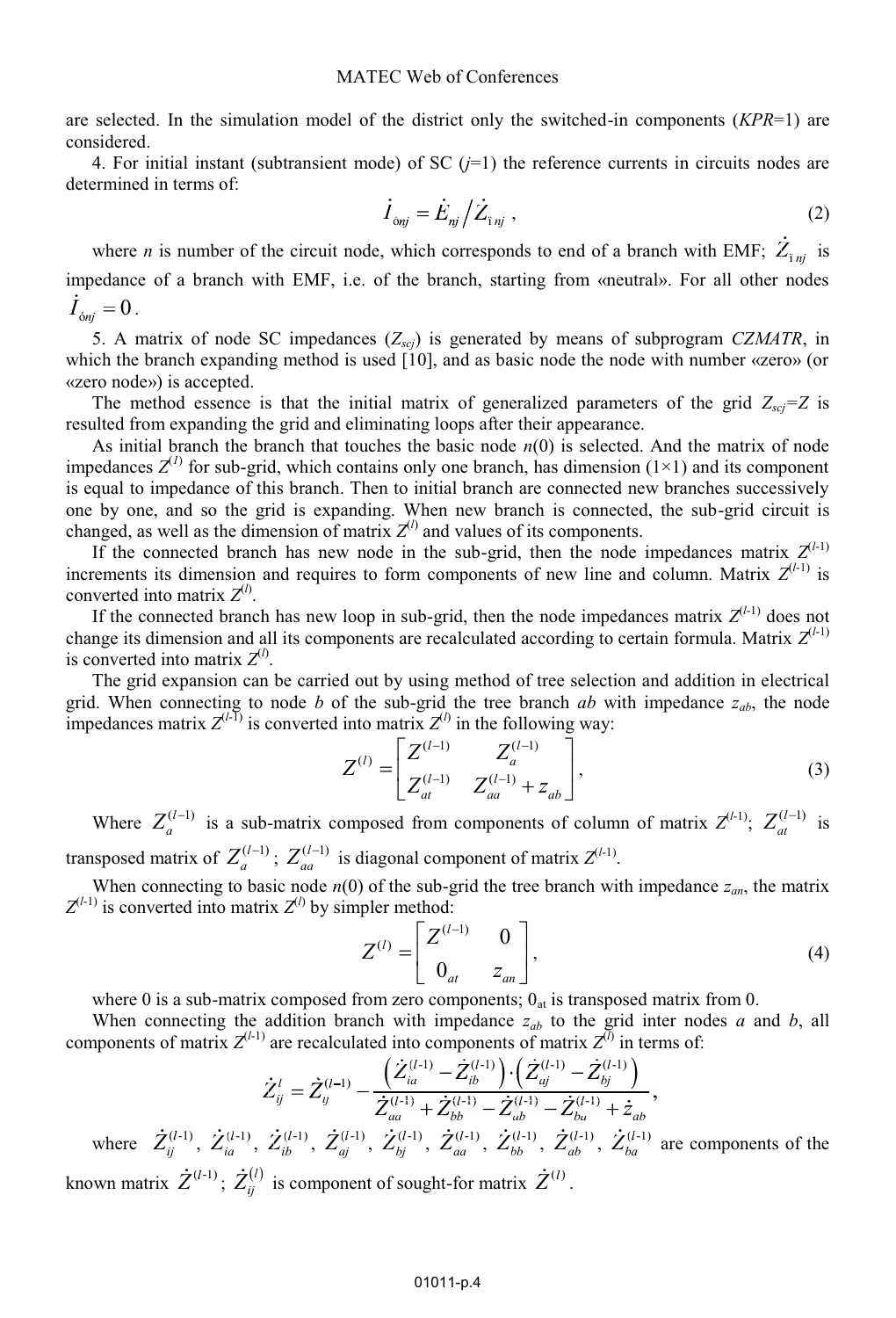are selected. In the simulation model of the district only the switched-in components (*KPR*=1) are considered.

4. For initial instant (subtransient mode) of SC ($j$=1) the reference currents in circuits nodes are determined in terms of:

$$\dot{I}_{\acute{o}nj} = \dot{E}_{nj} \big/ \dot{Z}_{\grave{\imath}\, nj}\,, \tag{2}$$

where $n$ is number of the circuit node, which corresponds to end of a branch with EMF; $\dot{Z}_{\grave{\imath}\, nj}$ is impedance of a branch with EMF, i.e. of the branch, starting from «neutral». For all other nodes $\dot{I}_{\acute{o}nj} = 0$.

5. A matrix of node SC impedances ($Z_{scj}$) is generated by means of subprogram *CZMATR*, in which the branch expanding method is used [10], and as basic node the node with number «zero» (or «zero node») is accepted.

The method essence is that the initial matrix of generalized parameters of the grid $Z_{scj}=Z$ is resulted from expanding the grid and eliminating loops after their appearance.

As initial branch the branch that touches the basic node $n(0)$ is selected. And the matrix of node impedances $Z^{(1)}$ for sub-grid, which contains only one branch, has dimension (1×1) and its component is equal to impedance of this branch. Then to initial branch are connected new branches successively one by one, and so the grid is expanding. When new branch is connected, the sub-grid circuit is changed, as well as the dimension of matrix $Z^{(l)}$ and values of its components.

If the connected branch has new node in the sub-grid, then the node impedances matrix $Z^{(l-1)}$ increments its dimension and requires to form components of new line and column. Matrix $Z^{(l-1)}$ is converted into matrix $Z^{(l)}$.

If the connected branch has new loop in sub-grid, then the node impedances matrix $Z^{(l-1)}$ does not change its dimension and all its components are recalculated according to certain formula. Matrix $Z^{(l-1)}$ is converted into matrix $Z^{(l)}$.

The grid expansion can be carried out by using method of tree selection and addition in electrical grid. When connecting to node $b$ of the sub-grid the tree branch $ab$ with impedance $z_{ab}$, the node impedances matrix $Z^{(l-1)}$ is converted into matrix $Z^{(l)}$ in the following way:

$$Z^{(l)} = \begin{bmatrix} Z^{(l-1)} & Z_a^{(l-1)} \\ Z_{at}^{(l-1)} & Z_{aa}^{(l-1)} + z_{ab} \end{bmatrix}, \tag{3}$$

Where $Z_a^{(l-1)}$ is a sub-matrix composed from components of column of matrix $Z^{(l-1)}$; $Z_{at}^{(l-1)}$ is transposed matrix of $Z_a^{(l-1)}$; $Z_{aa}^{(l-1)}$ is diagonal component of matrix $Z^{(l-1)}$.

When connecting to basic node $n(0)$ of the sub-grid the tree branch with impedance $z_{an}$, the matrix $Z^{(l-1)}$ is converted into matrix $Z^{(l)}$ by simpler method:

$$Z^{(l)} = \begin{bmatrix} Z^{(l-1)} & 0 \\ 0_{at} & z_{an} \end{bmatrix}, \tag{4}$$

where 0 is a sub-matrix composed from zero components; $0_{at}$ is transposed matrix from 0.

When connecting the addition branch with impedance $z_{ab}$ to the grid inter nodes $a$ and $b$, all components of matrix $Z^{(l-1)}$ are recalculated into components of matrix $Z^{(l)}$ in terms of:

$$\dot{Z}_{ij}^{l} = \dot{Z}_{ij}^{(l-1)} - \frac{\left(\dot{Z}_{ia}^{(l\text{-}1)} - \dot{Z}_{ib}^{(l\text{-}1)}\right)\cdot\left(\dot{Z}_{aj}^{(l\text{-}1)} - \dot{Z}_{bj}^{(l\text{-}1)}\right)}{\dot{Z}_{aa}^{(l\text{-}1)} + \dot{Z}_{bb}^{(l\text{-}1)} - \dot{Z}_{ab}^{(l\text{-}1)} - \dot{Z}_{ba}^{(l\text{-}1)} + \dot{z}_{ab}},$$

where $\dot{Z}_{ij}^{(l\text{-}1)}$, $\dot{Z}_{ia}^{(l\text{-}1)}$, $\dot{Z}_{ib}^{(l\text{-}1)}$, $\dot{Z}_{aj}^{(l\text{-}1)}$, $\dot{Z}_{bj}^{(l\text{-}1)}$, $\dot{Z}_{aa}^{(l\text{-}1)}$, $\dot{Z}_{bb}^{(l\text{-}1)}$, $\dot{Z}_{ab}^{(l\text{-}1)}$, $\dot{Z}_{ba}^{(l\text{-}1)}$ are components of the known matrix $\dot{Z}^{(l\text{-}1)}$; $\dot{Z}_{ij}^{(l)}$ is component of sought-for matrix $\dot{Z}^{(l)}$.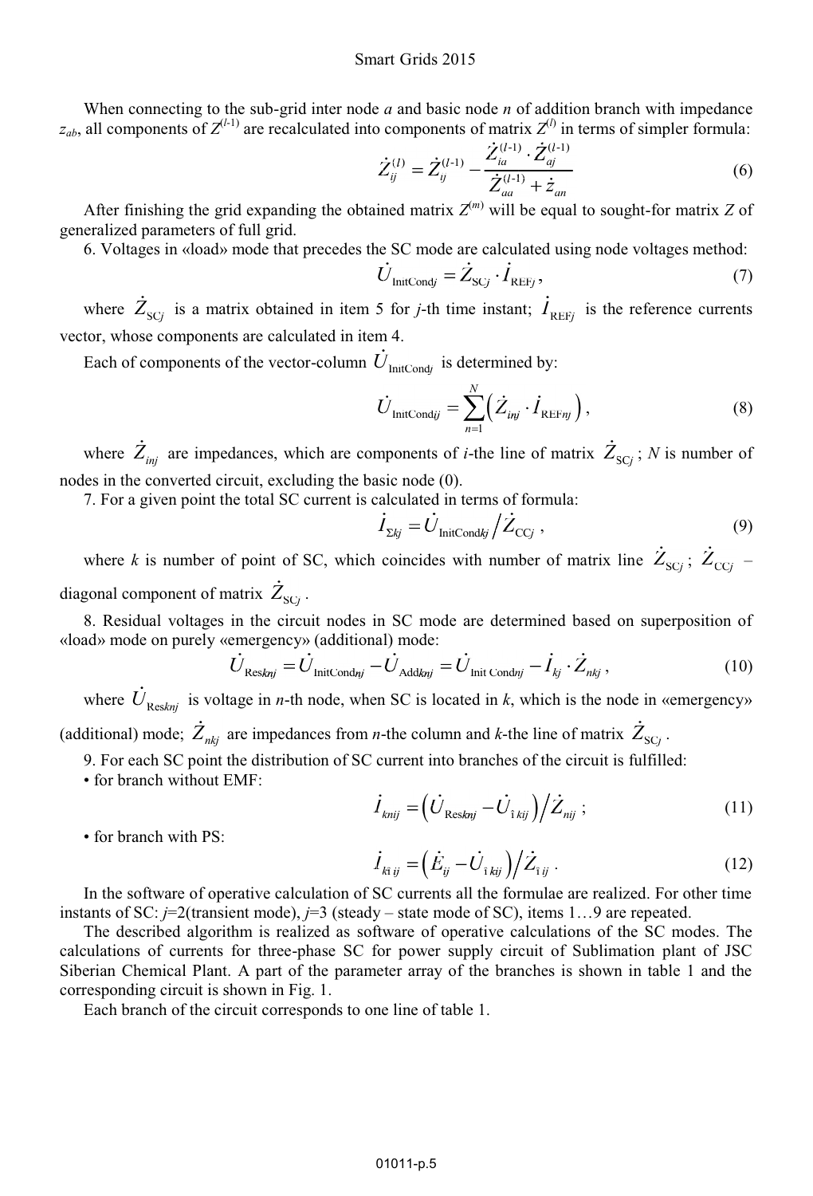When connecting to the sub-grid inter node $a$ and basic node $n$ of addition branch with impedance $z_{ab}$, all components of $Z^{(l-1)}$ are recalculated into components of matrix $Z^{(l)}$ in terms of simpler formula:

$$\dot{Z}_{ij}^{(l)} = \dot{Z}_{ij}^{(l-1)} - \frac{\dot{Z}_{ia}^{(l-1)} \cdot \dot{Z}_{aj}^{(l-1)}}{\dot{Z}_{aa}^{(l-1)} + \dot{z}_{an}} \tag{6}$$

After finishing the grid expanding the obtained matrix $Z^{(m)}$ will be equal to sought-for matrix $Z$ of generalized parameters of full grid.

6. Voltages in «load» mode that precedes the SC mode are calculated using node voltages method:

$$\dot{U}_{\text{InitCond}j} = \dot{Z}_{\text{SC}j} \cdot \dot{I}_{\text{REF}j}, \tag{7}$$

where $\dot{Z}_{\text{SC}j}$ is a matrix obtained in item 5 for $j$-th time instant; $\dot{I}_{\text{REF}j}$ is the reference currents vector, whose components are calculated in item 4.

Each of components of the vector-column $\dot{U}_{\text{InitCond}j}$ is determined by:

$$\dot{U}_{\text{InitCond}ij} = \sum_{n=1}^{N} \left( \dot{Z}_{inj} \cdot \dot{I}_{\text{REF}nj} \right), \tag{8}$$

where $\dot{Z}_{inj}$ are impedances, which are components of $i$-the line of matrix $\dot{Z}_{\text{SC}j}$; $N$ is number of nodes in the converted circuit, excluding the basic node (0).

7. For a given point the total SC current is calculated in terms of formula:

$$\dot{I}_{\Sigma kj} = \dot{U}_{\text{InitCond}kj} \big/ \dot{Z}_{\text{CC}j}, \tag{9}$$

where $k$ is number of point of SC, which coincides with number of matrix line $\dot{Z}_{\text{SC}j}$; $\dot{Z}_{\text{CC}j}$ – diagonal component of matrix $\dot{Z}_{\text{SC}j}$.

8. Residual voltages in the circuit nodes in SC mode are determined based on superposition of «load» mode on purely «emergency» (additional) mode:

$$\dot{U}_{\text{Res}knj} = \dot{U}_{\text{InitCond}nj} - \dot{U}_{\text{Add}knj} = \dot{U}_{\text{Init Cond}nj} - \dot{I}_{kj} \cdot \dot{Z}_{nkj}, \tag{10}$$

where $\dot{U}_{\text{Res}knj}$ is voltage in $n$-th node, when SC is located in $k$, which is the node in «emergency» (additional) mode; $\dot{Z}_{nkj}$ are impedances from $n$-the column and $k$-the line of matrix $\dot{Z}_{\text{SC}j}$.

9. For each SC point the distribution of SC current into branches of the circuit is fulfilled:

- for branch without EMF:

$$\dot{I}_{knij} = \left( \dot{U}_{\text{Res}knj} - \dot{U}_{\text{ì}kij} \right) \big/ \dot{Z}_{nij}; \tag{11}$$

- for branch with PS:

$$\dot{I}_{k\text{ì}ij} = \left( \dot{E}_{ij} - \dot{U}_{\text{ì}kij} \right) \big/ \dot{Z}_{\text{ì}ij}. \tag{12}$$

In the software of operative calculation of SC currents all the formulae are realized. For other time instants of SC: $j$=2(transient mode), $j$=3 (steady – state mode of SC), items 1…9 are repeated.

The described algorithm is realized as software of operative calculations of the SC modes. The calculations of currents for three-phase SC for power supply circuit of Sublimation plant of JSC Siberian Chemical Plant. A part of the parameter array of the branches is shown in table 1 and the corresponding circuit is shown in Fig. 1.

Each branch of the circuit corresponds to one line of table 1.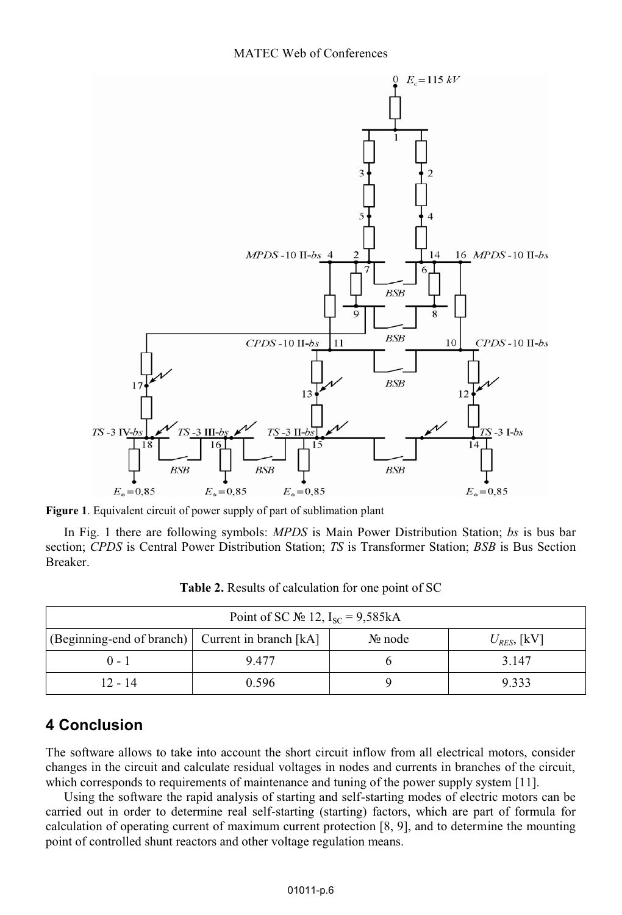**Figure 1**. Equivalent circuit of power supply of part of sublimation plant

In Fig. 1 there are following symbols: *MPDS* is Main Power Distribution Station; *bs* is bus bar section; *CPDS* is Central Power Distribution Station; *TS* is Transformer Station; *BSB* is Bus Section Breaker.

**Table 2.** Results of calculation for one point of SC

| Point of SC № 12, $I_{SC}$ = 9,585kA | | | |
|---|---|---|---|
| (Beginning-end of branch) | Current in branch [kA] | № node | $U_{RES}$, [kV] |
| 0 - 1 | 9.477 | 6 | 3.147 |
| 12 - 14 | 0.596 | 9 | 9.333 |

## 4 Conclusion

The software allows to take into account the short circuit inflow from all electrical motors, consider changes in the circuit and calculate residual voltages in nodes and currents in branches of the circuit, which corresponds to requirements of maintenance and tuning of the power supply system [11].

Using the software the rapid analysis of starting and self-starting modes of electric motors can be carried out in order to determine real self-starting (starting) factors, which are part of formula for calculation of operating current of maximum current protection [8, 9], and to determine the mounting point of controlled shunt reactors and other voltage regulation means.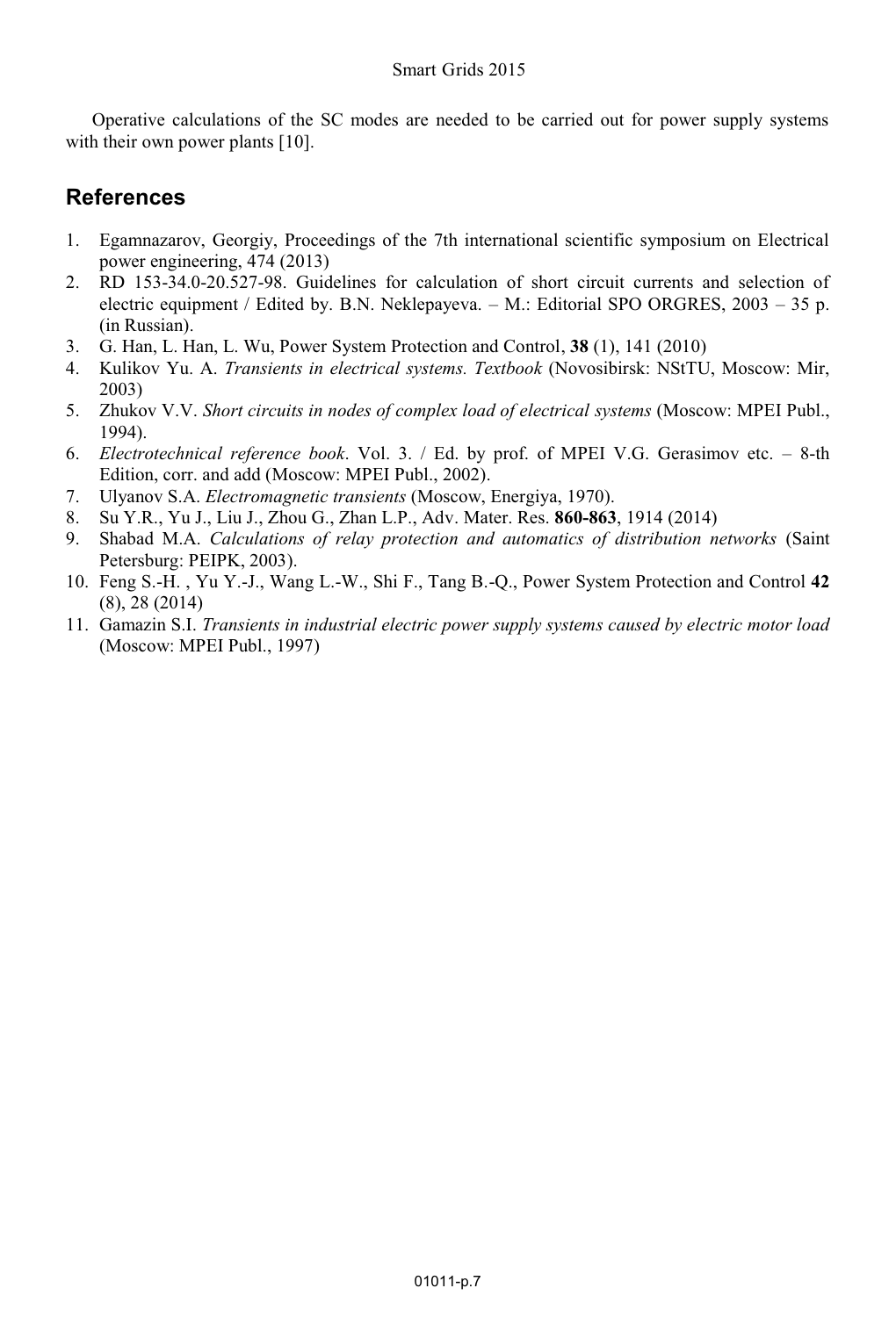Operative calculations of the SC modes are needed to be carried out for power supply systems with their own power plants [10].

## References

1. Egamnazarov, Georgiy, Proceedings of the 7th international scientific symposium on Electrical power engineering, 474 (2013)
2. RD 153-34.0-20.527-98. Guidelines for calculation of short circuit currents and selection of electric equipment / Edited by. B.N. Neklepayeva. – M.: Editorial SPO ORGRES, 2003 – 35 p. (in Russian).
3. G. Han, L. Han, L. Wu, Power System Protection and Control, **38** (1), 141 (2010)
4. Kulikov Yu. A. *Transients in electrical systems. Textbook* (Novosibirsk: NStTU, Moscow: Mir, 2003)
5. Zhukov V.V. *Short circuits in nodes of complex load of electrical systems* (Moscow: MPEI Publ., 1994).
6. *Electrotechnical reference book*. Vol. 3. / Ed. by prof. of MPEI V.G. Gerasimov etc. – 8-th Edition, corr. and add (Moscow: MPEI Publ., 2002).
7. Ulyanov S.A. *Electromagnetic transients* (Moscow, Energiya, 1970).
8. Su Y.R., Yu J., Liu J., Zhou G., Zhan L.P., Adv. Mater. Res. **860-863**, 1914 (2014)
9. Shabad M.A. *Calculations of relay protection and automatics of distribution networks* (Saint Petersburg: PEIPK, 2003).
10. Feng S.-H. , Yu Y.-J., Wang L.-W., Shi F., Tang B.-Q., Power System Protection and Control **42** (8), 28 (2014)
11. Gamazin S.I. *Transients in industrial electric power supply systems caused by electric motor load* (Moscow: MPEI Publ., 1997)